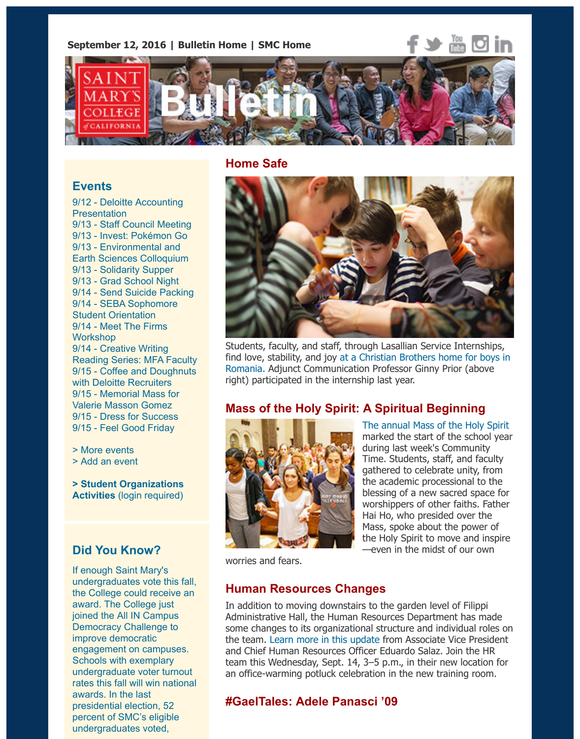September 12, 2016 | Bulletin Home | SMC Home

# Saint Mary's College of California Bulletin

## Home Safe

Students, faculty, and staff, through Lasallian Service Internships, find love, stability, and joy at a Christian Brothers home for boys in Romania. Adjunct Communication Professor Ginny Prior (above right) participated in the internship last year.

## Mass of the Holy Spirit: A Spiritual Beginning

The annual Mass of the Holy Spirit marked the start of the school year during last week's Community Time. Students, staff, and faculty gathered to celebrate unity, from the academic processional to the blessing of a new sacred space for worshippers of other faiths. Father Hai Ho, who presided over the Mass, spoke about the power of the Holy Spirit to move and inspire—even in the midst of our own worries and fears.

## Human Resources Changes

In addition to moving downstairs to the garden level of Filippi Administrative Hall, the Human Resources Department has made some changes to its organizational structure and individual roles on the team. Learn more in this update from Associate Vice President and Chief Human Resources Officer Eduardo Salaz. Join the HR team this Wednesday, Sept. 14, 3–5 p.m., in their new location for an office-warming potluck celebration in the new training room.

## #GaelTales: Adele Panasci ’09

## Events

- 9/12 - Deloitte Accounting Presentation
- 9/13 - Staff Council Meeting
- 9/13 - Invest: Pokémon Go
- 9/13 - Environmental and Earth Sciences Colloquium
- 9/13 - Solidarity Supper
- 9/13 - Grad School Night
- 9/14 - Send Suicide Packing
- 9/14 - SEBA Sophomore Student Orientation
- 9/14 - Meet The Firms Workshop
- 9/14 - Creative Writing Reading Series: MFA Faculty
- 9/15 - Coffee and Doughnuts with Deloitte Recruiters
- 9/15 - Memorial Mass for Valerie Masson Gomez
- 9/15 - Dress for Success
- 9/15 - Feel Good Friday

> More events
> Add an event

**> Student Organizations Activities** (login required)

## Did You Know?

If enough Saint Mary's undergraduates vote this fall, the College could receive an award. The College just joined the All IN Campus Democracy Challenge to improve democratic engagement on campuses. Schools with exemplary undergraduate voter turnout rates this fall will win national awards. In the last presidential election, 52 percent of SMC’s eligible undergraduates voted,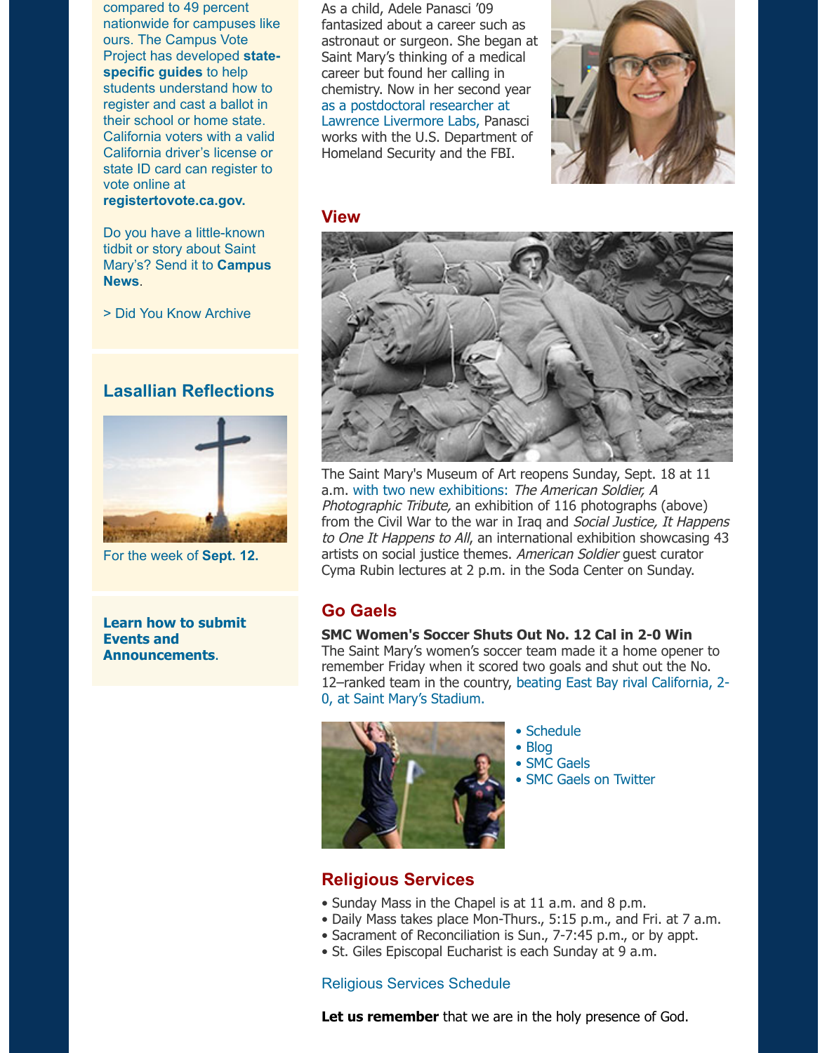compared to 49 percent nationwide for campuses like ours. The Campus Vote Project has developed **state-specific guides** to help students understand how to register and cast a ballot in their school or home state. California voters with a valid California driver's license or state ID card can register to vote online at **registertovote.ca.gov.**

Do you have a little-known tidbit or story about Saint Mary's? Send it to **Campus News**.

> Did You Know Archive

## Lasallian Reflections

For the week of **Sept. 12.**

**Learn how to submit Events and Announcements**.

As a child, Adele Panasci '09 fantasized about a career such as astronaut or surgeon. She began at Saint Mary's thinking of a medical career but found her calling in chemistry. Now in her second year as a postdoctoral researcher at Lawrence Livermore Labs, Panasci works with the U.S. Department of Homeland Security and the FBI.

## View

The Saint Mary's Museum of Art reopens Sunday, Sept. 18 at 11 a.m. with two new exhibitions: *The American Soldier, A Photographic Tribute,* an exhibition of 116 photographs (above) from the Civil War to the war in Iraq and *Social Justice, It Happens to One It Happens to All*, an international exhibition showcasing 43 artists on social justice themes. *American Soldier* guest curator Cyma Rubin lectures at 2 p.m. in the Soda Center on Sunday.

## Go Gaels

**SMC Women's Soccer Shuts Out No. 12 Cal in 2-0 Win**
The Saint Mary's women's soccer team made it a home opener to remember Friday when it scored two goals and shut out the No. 12–ranked team in the country, beating East Bay rival California, 2-0, at Saint Mary's Stadium.

- Schedule
- Blog
- SMC Gaels
- SMC Gaels on Twitter

## Religious Services

- Sunday Mass in the Chapel is at 11 a.m. and 8 p.m.
- Daily Mass takes place Mon-Thurs., 5:15 p.m., and Fri. at 7 a.m.
- Sacrament of Reconciliation is Sun., 7-7:45 p.m., or by appt.
- St. Giles Episcopal Eucharist is each Sunday at 9 a.m.

Religious Services Schedule

**Let us remember** that we are in the holy presence of God.